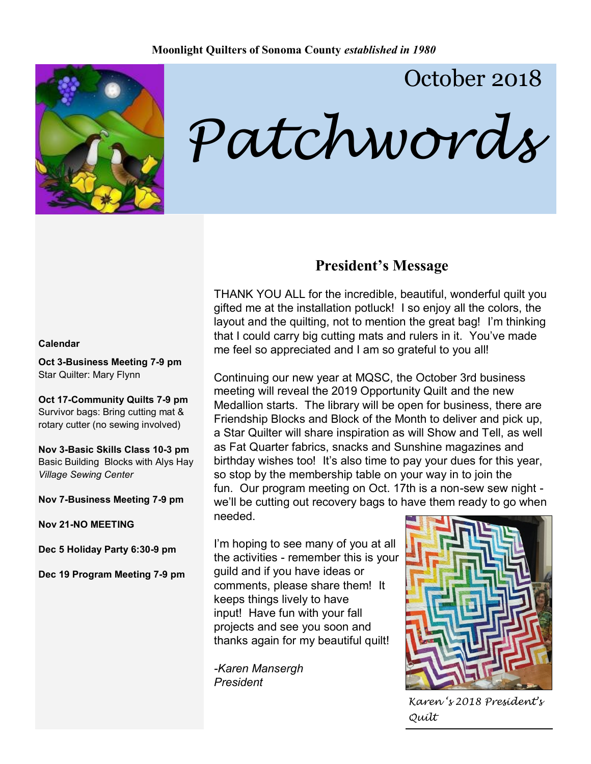Moonlight Quilters of Sonoma County *established in 1980*

October 2018

# Patchwords

**Calendar**

**Oct 3-Business Meeting 7-9 pm**
Star Quilter: Mary Flynn

**Oct 17-Community Quilts 7-9 pm**
Survivor bags: Bring cutting mat & rotary cutter (no sewing involved)

**Nov 3-Basic Skills Class 10-3 pm**
Basic Building Blocks with Alys Hay
*Village Sewing Center*

**Nov 7-Business Meeting 7-9 pm**

**Nov 21-NO MEETING**

**Dec 5 Holiday Party 6:30-9 pm**

**Dec 19 Program Meeting 7-9 pm**

## President's Message

THANK YOU ALL for the incredible, beautiful, wonderful quilt you gifted me at the installation potluck! I so enjoy all the colors, the layout and the quilting, not to mention the great bag! I'm thinking that I could carry big cutting mats and rulers in it. You've made me feel so appreciated and I am so grateful to you all!

Continuing our new year at MQSC, the October 3rd business meeting will reveal the 2019 Opportunity Quilt and the new Medallion starts. The library will be open for business, there are Friendship Blocks and Block of the Month to deliver and pick up, a Star Quilter will share inspiration as will Show and Tell, as well as Fat Quarter fabrics, snacks and Sunshine magazines and birthday wishes too! It's also time to pay your dues for this year, so stop by the membership table on your way in to join the fun. Our program meeting on Oct. 17th is a non-sew sew night - we'll be cutting out recovery bags to have them ready to go when needed.

I'm hoping to see many of you at all the activities - remember this is your guild and if you have ideas or comments, please share them! It keeps things lively to have input! Have fun with your fall projects and see you soon and thanks again for my beautiful quilt!

*-Karen Mansergh*
*President*

*Karen's 2018 President's Quilt*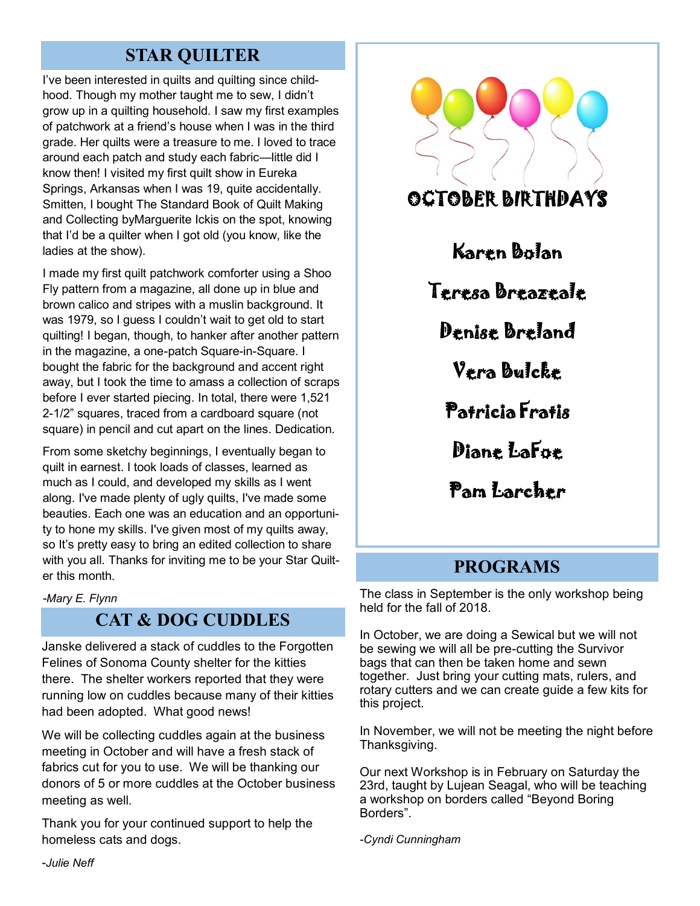## STAR QUILTER

I've been interested in quilts and quilting since childhood. Though my mother taught me to sew, I didn't grow up in a quilting household. I saw my first examples of patchwork at a friend's house when I was in the third grade. Her quilts were a treasure to me. I loved to trace around each patch and study each fabric—little did I know then! I visited my first quilt show in Eureka Springs, Arkansas when I was 19, quite accidentally. Smitten, I bought The Standard Book of Quilt Making and Collecting byMarguerite Ickis on the spot, knowing that I'd be a quilter when I got old (you know, like the ladies at the show).

I made my first quilt patchwork comforter using a Shoo Fly pattern from a magazine, all done up in blue and brown calico and stripes with a muslin background. It was 1979, so I guess I couldn't wait to get old to start quilting! I began, though, to hanker after another pattern in the magazine, a one-patch Square-in-Square. I bought the fabric for the background and accent right away, but I took the time to amass a collection of scraps before I ever started piecing. In total, there were 1,521 2-1/2" squares, traced from a cardboard square (not square) in pencil and cut apart on the lines. Dedication.

From some sketchy beginnings, I eventually began to quilt in earnest. I took loads of classes, learned as much as I could, and developed my skills as I went along. I've made plenty of ugly quilts, I've made some beauties. Each one was an education and an opportunity to hone my skills. I've given most of my quilts away, so It's pretty easy to bring an edited collection to share with you all. Thanks for inviting me to be your Star Quilter this month.

*-Mary E. Flynn*

## CAT & DOG CUDDLES

Janske delivered a stack of cuddles to the Forgotten Felines of Sonoma County shelter for the kitties there. The shelter workers reported that they were running low on cuddles because many of their kitties had been adopted. What good news!

We will be collecting cuddles again at the business meeting in October and will have a fresh stack of fabrics cut for you to use. We will be thanking our donors of 5 or more cuddles at the October business meeting as well.

Thank you for your continued support to help the homeless cats and dogs.

*-Julie Neff*

## OCTOBER BIRTHDAYS

Karen Bolan

Teresa Breazeale

Denise Breland

Vera Bulcke

Patricia Fratis

Diane LaFoe

Pam Larcher

## PROGRAMS

The class in September is the only workshop being held for the fall of 2018.

In October, we are doing a Sewical but we will not be sewing we will all be pre-cutting the Survivor bags that can then be taken home and sewn together. Just bring your cutting mats, rulers, and rotary cutters and we can create guide a few kits for this project.

In November, we will not be meeting the night before Thanksgiving.

Our next Workshop is in February on Saturday the 23rd, taught by Lujean Seagal, who will be teaching a workshop on borders called "Beyond Boring Borders".

*-Cyndi Cunningham*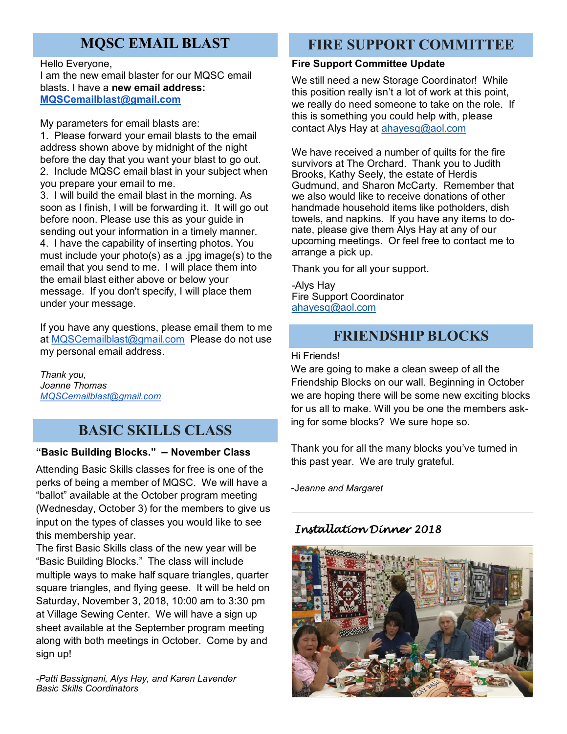## MQSC EMAIL BLAST

Hello Everyone,
I am the new email blaster for our MQSC email blasts. I have a **new email address:** **MQSCemailblast@gmail.com**

My parameters for email blasts are:

1. Please forward your email blasts to the email address shown above by midnight of the night before the day that you want your blast to go out.
2. Include MQSC email blast in your subject when you prepare your email to me.
3. I will build the email blast in the morning. As soon as I finish, I will be forwarding it. It will go out before noon. Please use this as your guide in sending out your information in a timely manner.
4. I have the capability of inserting photos. You must include your photo(s) as a .jpg image(s) to the email that you send to me. I will place them into the email blast either above or below your message. If you don't specify, I will place them under your message.

If you have any questions, please email them to me at MQSCemailblast@gmail.com Please do not use my personal email address.

*Thank you,*
*Joanne Thomas*
*MQSCemailblast@gmail.com*

## BASIC SKILLS CLASS

**"Basic Building Blocks." – November Class**

Attending Basic Skills classes for free is one of the perks of being a member of MQSC. We will have a "ballot" available at the October program meeting (Wednesday, October 3) for the members to give us input on the types of classes you would like to see this membership year.

The first Basic Skills class of the new year will be "Basic Building Blocks." The class will include multiple ways to make half square triangles, quarter square triangles, and flying geese. It will be held on Saturday, November 3, 2018, 10:00 am to 3:30 pm at Village Sewing Center. We will have a sign up sheet available at the September program meeting along with both meetings in October. Come by and sign up!

*-Patti Bassignani, Alys Hay, and Karen Lavender*
*Basic Skills Coordinators*

## FIRE SUPPORT COMMITTEE

**Fire Support Committee Update**

We still need a new Storage Coordinator! While this position really isn't a lot of work at this point, we really do need someone to take on the role. If this is something you could help with, please contact Alys Hay at ahayesq@aol.com

We have received a number of quilts for the fire survivors at The Orchard. Thank you to Judith Brooks, Kathy Seely, the estate of Herdis Gudmund, and Sharon McCarty. Remember that we also would like to receive donations of other handmade household items like potholders, dish towels, and napkins. If you have any items to donate, please give them Alys Hay at any of our upcoming meetings. Or feel free to contact me to arrange a pick up.

Thank you for all your support.

-Alys Hay
Fire Support Coordinator
ahayesq@aol.com

## FRIENDSHIP BLOCKS

Hi Friends!
We are going to make a clean sweep of all the Friendship Blocks on our wall. Beginning in October we are hoping there will be some new exciting blocks for us all to make. Will you be one the members asking for some blocks? We sure hope so.

Thank you for all the many blocks you've turned in this past year. We are truly grateful.

*-Jeanne and Margaret*

---

*Installation Dinner 2018*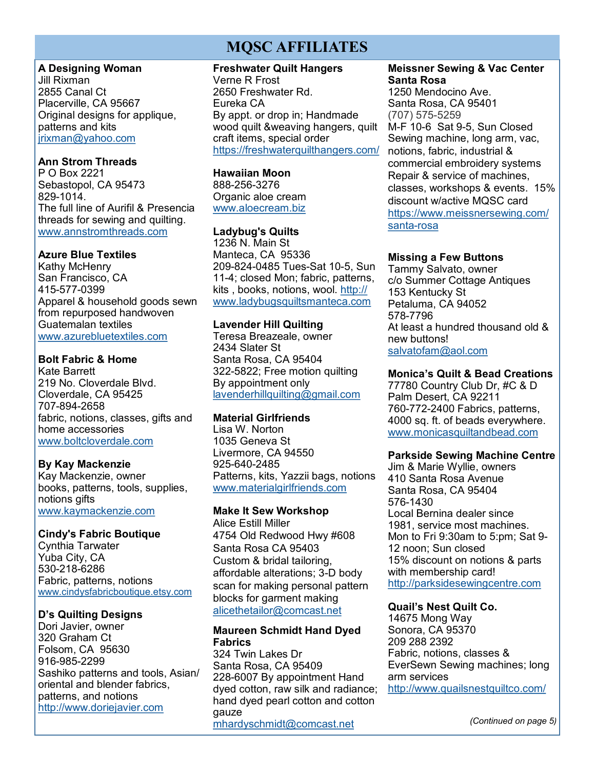# MQSC AFFILIATES

**A Designing Woman**
Jill Rixman
2855 Canal Ct
Placerville, CA 95667
Original designs for applique, patterns and kits
jrixman@yahoo.com

**Ann Strom Threads**
P O Box 2221
Sebastopol, CA 95473
829-1014.
The full line of Aurifil & Presencia threads for sewing and quilting.
www.annstromthreads.com

**Azure Blue Textiles**
Kathy McHenry
San Francisco, CA
415-577-0399
Apparel & household goods sewn from repurposed handwoven Guatemalan textiles
www.azurebluetextiles.com

**Bolt Fabric & Home**
Kate Barrett
219 No. Cloverdale Blvd.
Cloverdale, CA 95425
707-894-2658
fabric, notions, classes, gifts and home accessories
www.boltcloverdale.com

**By Kay Mackenzie**
Kay Mackenzie, owner
books, patterns, tools, supplies, notions gifts
www.kaymackenzie.com

**Cindy's Fabric Boutique**
Cynthia Tarwater
Yuba City, CA
530-218-6286
Fabric, patterns, notions
www.cindysfabricboutique.etsy.com

**D's Quilting Designs**
Dori Javier, owner
320 Graham Ct
Folsom, CA 95630
916-985-2299
Sashiko patterns and tools, Asian/ oriental and blender fabrics, patterns, and notions
http://www.doriejavier.com

**Freshwater Quilt Hangers**
Verne R Frost
2650 Freshwater Rd.
Eureka CA
By appt. or drop in; Handmade wood quilt &weaving hangers, quilt craft items, special order
https://freshwaterquilthangers.com/

**Hawaiian Moon**
888-256-3276
Organic aloe cream
www.aloecream.biz

**Ladybug's Quilts**
1236 N. Main St
Manteca, CA 95336
209-824-0485 Tues-Sat 10-5, Sun 11-4; closed Mon; fabric, patterns, kits , books, notions, wool. http://www.ladybugsquiltsmanteca.com

**Lavender Hill Quilting**
Teresa Breazeale, owner
2434 Slater St
Santa Rosa, CA 95404
322-5822; Free motion quilting
By appointment only
lavenderhillquilting@gmail.com

**Material Girlfriends**
Lisa W. Norton
1035 Geneva St
Livermore, CA 94550
925-640-2485
Patterns, kits, Yazzii bags, notions
www.materialgirlfriends.com

**Make It Sew Workshop**
Alice Estill Miller
4754 Old Redwood Hwy #608
Santa Rosa CA 95403
Custom & bridal tailoring, affordable alterations; 3-D body scan for making personal pattern blocks for garment making
alicethetailor@comcast.net

**Maureen Schmidt Hand Dyed Fabrics**
324 Twin Lakes Dr
Santa Rosa, CA 95409
228-6007 By appointment Hand dyed cotton, raw silk and radiance; hand dyed pearl cotton and cotton gauze
mhardyschmidt@comcast.net

**Meissner Sewing & Vac Center Santa Rosa**
1250 Mendocino Ave.
Santa Rosa, CA 95401
(707) 575-5259
M-F 10-6 Sat 9-5, Sun Closed
Sewing machine, long arm, vac, notions, fabric, industrial & commercial embroidery systems
Repair & service of machines, classes, workshops & events. 15% discount w/active MQSC card
https://www.meissnersewing.com/santa-rosa

**Missing a Few Buttons**
Tammy Salvato, owner
c/o Summer Cottage Antiques
153 Kentucky St
Petaluma, CA 94052
578-7796
At least a hundred thousand old & new buttons!
salvatofam@aol.com

**Monica's Quilt & Bead Creations**
77780 Country Club Dr, #C & D
Palm Desert, CA 92211
760-772-2400 Fabrics, patterns, 4000 sq. ft. of beads everywhere.
www.monicasquiltandbead.com

**Parkside Sewing Machine Centre**
Jim & Marie Wyllie, owners
410 Santa Rosa Avenue
Santa Rosa, CA 95404
576-1430
Local Bernina dealer since 1981, service most machines.
Mon to Fri 9:30am to 5:pm; Sat 9-12 noon; Sun closed
15% discount on notions & parts with membership card!
http://parksidesewingcentre.com

**Quail's Nest Quilt Co.**
14675 Mong Way
Sonora, CA 95370
209 288 2392
Fabric, notions, classes & EverSewn Sewing machines; long arm services
http://www.quailsnestquiltco.com/

*(Continued on page 5)*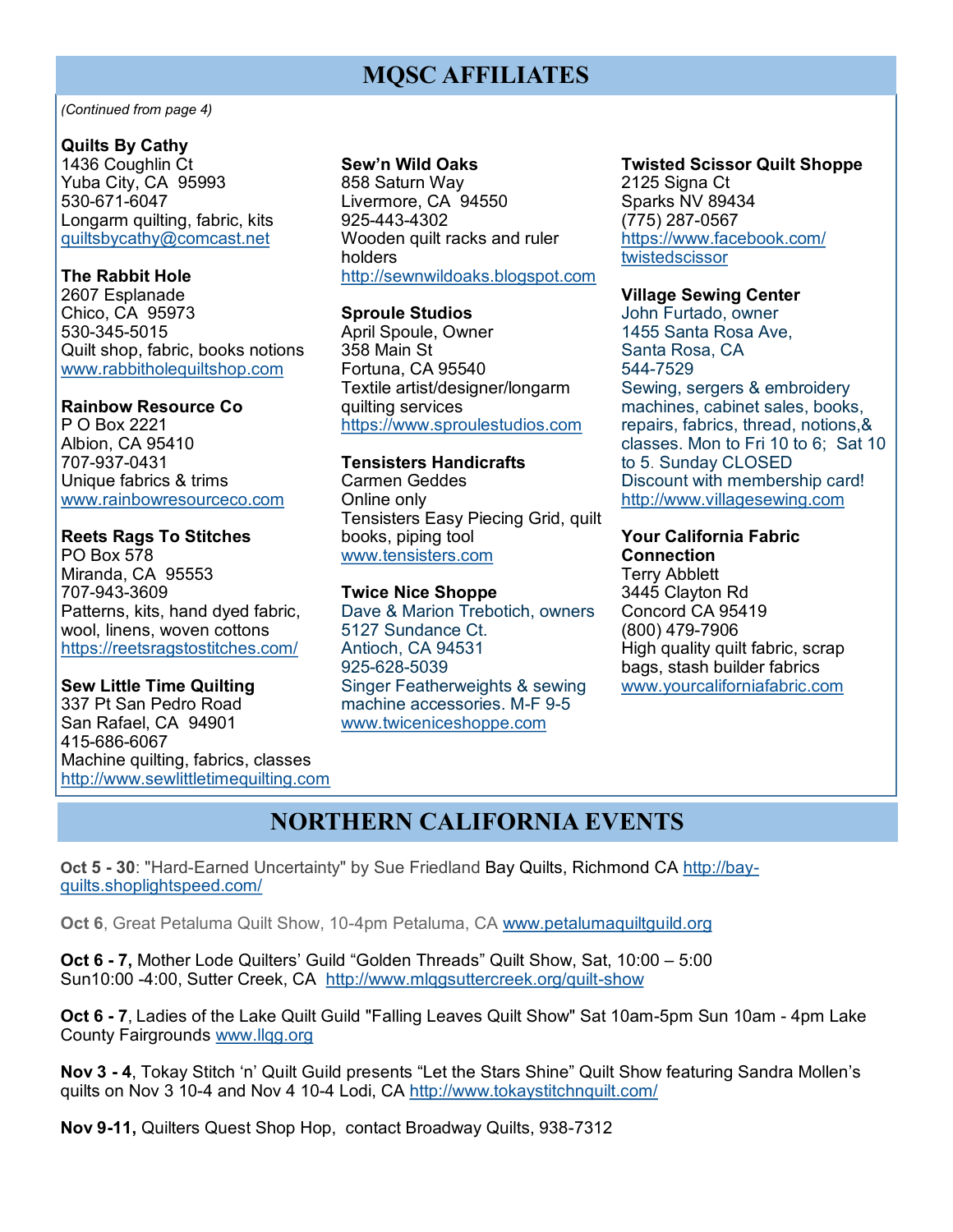## MQSC AFFILIATES

*(Continued from page 4)*

**Quilts By Cathy**
1436 Coughlin Ct
Yuba City, CA 95993
530-671-6047
Longarm quilting, fabric, kits
quiltsbycathy@comcast.net

**The Rabbit Hole**
2607 Esplanade
Chico, CA 95973
530-345-5015
Quilt shop, fabric, books notions
www.rabbitholequiltshop.com

**Rainbow Resource Co**
P O Box 2221
Albion, CA 95410
707-937-0431
Unique fabrics & trims
www.rainbowresourceco.com

**Reets Rags To Stitches**
PO Box 578
Miranda, CA 95553
707-943-3609
Patterns, kits, hand dyed fabric, wool, linens, woven cottons
https://reetsragstostitches.com/

**Sew Little Time Quilting**
337 Pt San Pedro Road
San Rafael, CA 94901
415-686-6067
Machine quilting, fabrics, classes
http://www.sewlittletimequilting.com

**Sew'n Wild Oaks**
858 Saturn Way
Livermore, CA 94550
925-443-4302
Wooden quilt racks and ruler holders
http://sewnwildoaks.blogspot.com

**Sproule Studios**
April Spoule, Owner
358 Main St
Fortuna, CA 95540
Textile artist/designer/longarm quilting services
https://www.sproulestudios.com

**Tensisters Handicrafts**
Carmen Geddes
Online only
Tensisters Easy Piecing Grid, quilt books, piping tool
www.tensisters.com

**Twice Nice Shoppe**
Dave & Marion Trebotich, owners
5127 Sundance Ct.
Antioch, CA 94531
925-628-5039
Singer Featherweights & sewing machine accessories. M-F 9-5
www.twiceniceshoppe.com

**Twisted Scissor Quilt Shoppe**
2125 Signa Ct
Sparks NV 89434
(775) 287-0567
https://www.facebook.com/twistedscissor

**Village Sewing Center**
John Furtado, owner
1455 Santa Rosa Ave,
Santa Rosa, CA
544-7529
Sewing, sergers & embroidery machines, cabinet sales, books, repairs, fabrics, thread, notions,& classes. Mon to Fri 10 to 6; Sat 10 to 5. Sunday CLOSED
Discount with membership card!
http://www.villagesewing.com

**Your California Fabric Connection**
Terry Abblett
3445 Clayton Rd
Concord CA 95419
(800) 479-7906
High quality quilt fabric, scrap bags, stash builder fabrics
www.yourcaliforniafabric.com

## NORTHERN CALIFORNIA EVENTS

**Oct 5 - 30**: "Hard-Earned Uncertainty" by Sue Friedland Bay Quilts, Richmond CA http://bay-quilts.shoplightspeed.com/

**Oct 6**, Great Petaluma Quilt Show, 10-4pm Petaluma, CA www.petalumaquiltguild.org

**Oct 6 - 7,** Mother Lode Quilters' Guild "Golden Threads" Quilt Show, Sat, 10:00 – 5:00 Sun10:00 -4:00, Sutter Creek, CA http://www.mlqgsuttercreek.org/quilt-show

**Oct 6 - 7**, Ladies of the Lake Quilt Guild "Falling Leaves Quilt Show" Sat 10am-5pm Sun 10am - 4pm Lake County Fairgrounds www.llqg.org

**Nov 3 - 4**, Tokay Stitch 'n' Quilt Guild presents "Let the Stars Shine" Quilt Show featuring Sandra Mollen's quilts on Nov 3 10-4 and Nov 4 10-4 Lodi, CA http://www.tokaystitchnquilt.com/

**Nov 9-11,** Quilters Quest Shop Hop, contact Broadway Quilts, 938-7312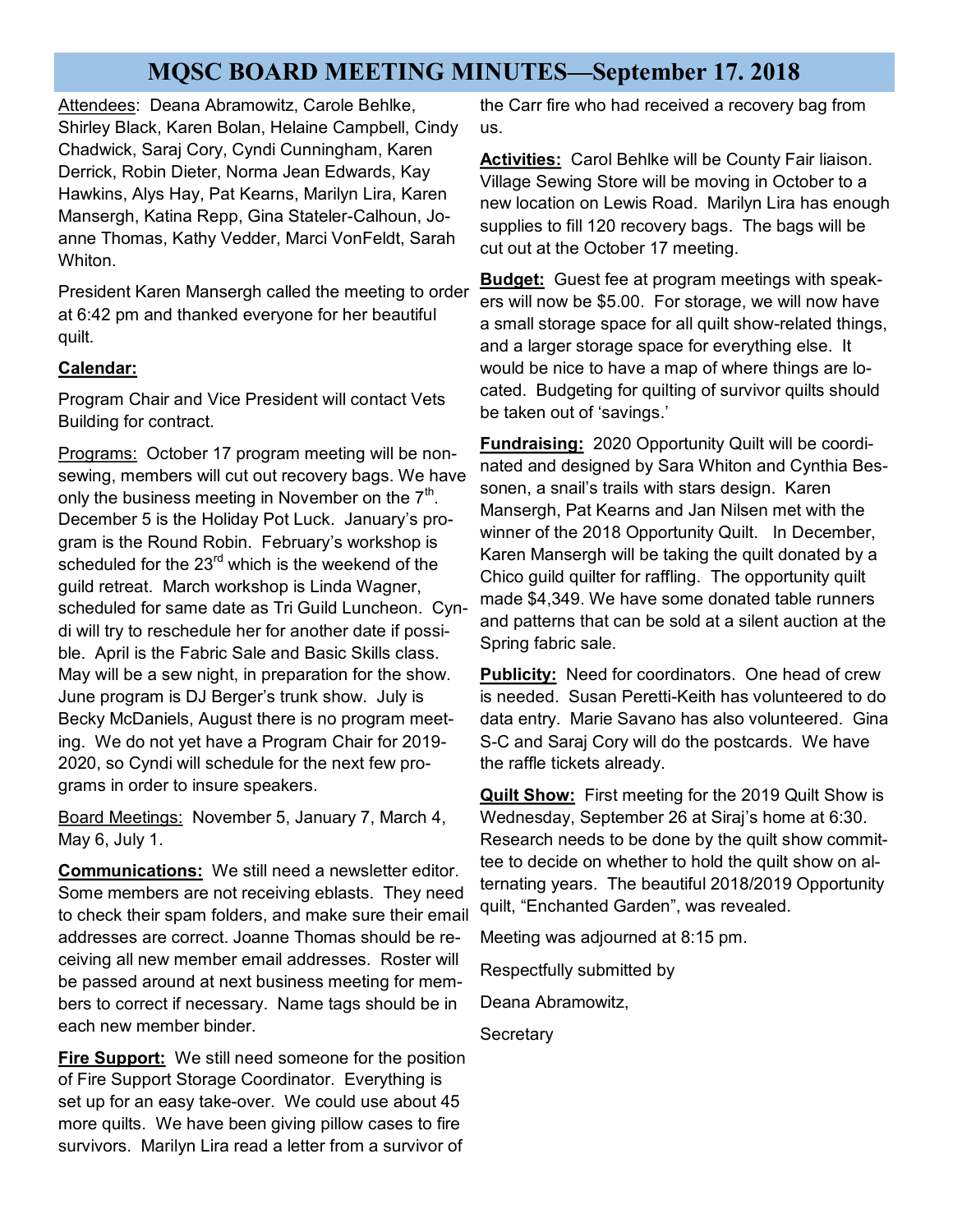# MQSC BOARD MEETING MINUTES—September 17. 2018

Attendees: Deana Abramowitz, Carole Behlke, Shirley Black, Karen Bolan, Helaine Campbell, Cindy Chadwick, Saraj Cory, Cyndi Cunningham, Karen Derrick, Robin Dieter, Norma Jean Edwards, Kay Hawkins, Alys Hay, Pat Kearns, Marilyn Lira, Karen Mansergh, Katina Repp, Gina Stateler-Calhoun, Joanne Thomas, Kathy Vedder, Marci VonFeldt, Sarah Whiton.

President Karen Mansergh called the meeting to order at 6:42 pm and thanked everyone for her beautiful quilt.

**Calendar:**

Program Chair and Vice President will contact Vets Building for contract.

Programs: October 17 program meeting will be non-sewing, members will cut out recovery bags. We have only the business meeting in November on the 7th. December 5 is the Holiday Pot Luck. January's program is the Round Robin. February's workshop is scheduled for the 23rd which is the weekend of the guild retreat. March workshop is Linda Wagner, scheduled for same date as Tri Guild Luncheon. Cyndi will try to reschedule her for another date if possible. April is the Fabric Sale and Basic Skills class. May will be a sew night, in preparation for the show. June program is DJ Berger's trunk show. July is Becky McDaniels, August there is no program meeting. We do not yet have a Program Chair for 2019-2020, so Cyndi will schedule for the next few programs in order to insure speakers.

Board Meetings: November 5, January 7, March 4, May 6, July 1.

**Communications:** We still need a newsletter editor. Some members are not receiving eblasts. They need to check their spam folders, and make sure their email addresses are correct. Joanne Thomas should be receiving all new member email addresses. Roster will be passed around at next business meeting for members to correct if necessary. Name tags should be in each new member binder.

**Fire Support:** We still need someone for the position of Fire Support Storage Coordinator. Everything is set up for an easy take-over. We could use about 45 more quilts. We have been giving pillow cases to fire survivors. Marilyn Lira read a letter from a survivor of the Carr fire who had received a recovery bag from us.

**Activities:** Carol Behlke will be County Fair liaison. Village Sewing Store will be moving in October to a new location on Lewis Road. Marilyn Lira has enough supplies to fill 120 recovery bags. The bags will be cut out at the October 17 meeting.

**Budget:** Guest fee at program meetings with speakers will now be $5.00. For storage, we will now have a small storage space for all quilt show-related things, and a larger storage space for everything else. It would be nice to have a map of where things are located. Budgeting for quilting of survivor quilts should be taken out of 'savings.'

**Fundraising:** 2020 Opportunity Quilt will be coordinated and designed by Sara Whiton and Cynthia Bessonen, a snail's trails with stars design. Karen Mansergh, Pat Kearns and Jan Nilsen met with the winner of the 2018 Opportunity Quilt. In December, Karen Mansergh will be taking the quilt donated by a Chico guild quilter for raffling. The opportunity quilt made $4,349. We have some donated table runners and patterns that can be sold at a silent auction at the Spring fabric sale.

**Publicity:** Need for coordinators. One head of crew is needed. Susan Peretti-Keith has volunteered to do data entry. Marie Savano has also volunteered. Gina S-C and Saraj Cory will do the postcards. We have the raffle tickets already.

**Quilt Show:** First meeting for the 2019 Quilt Show is Wednesday, September 26 at Siraj's home at 6:30. Research needs to be done by the quilt show committee to decide on whether to hold the quilt show on alternating years. The beautiful 2018/2019 Opportunity quilt, "Enchanted Garden", was revealed.

Meeting was adjourned at 8:15 pm.

Respectfully submitted by

Deana Abramowitz,

Secretary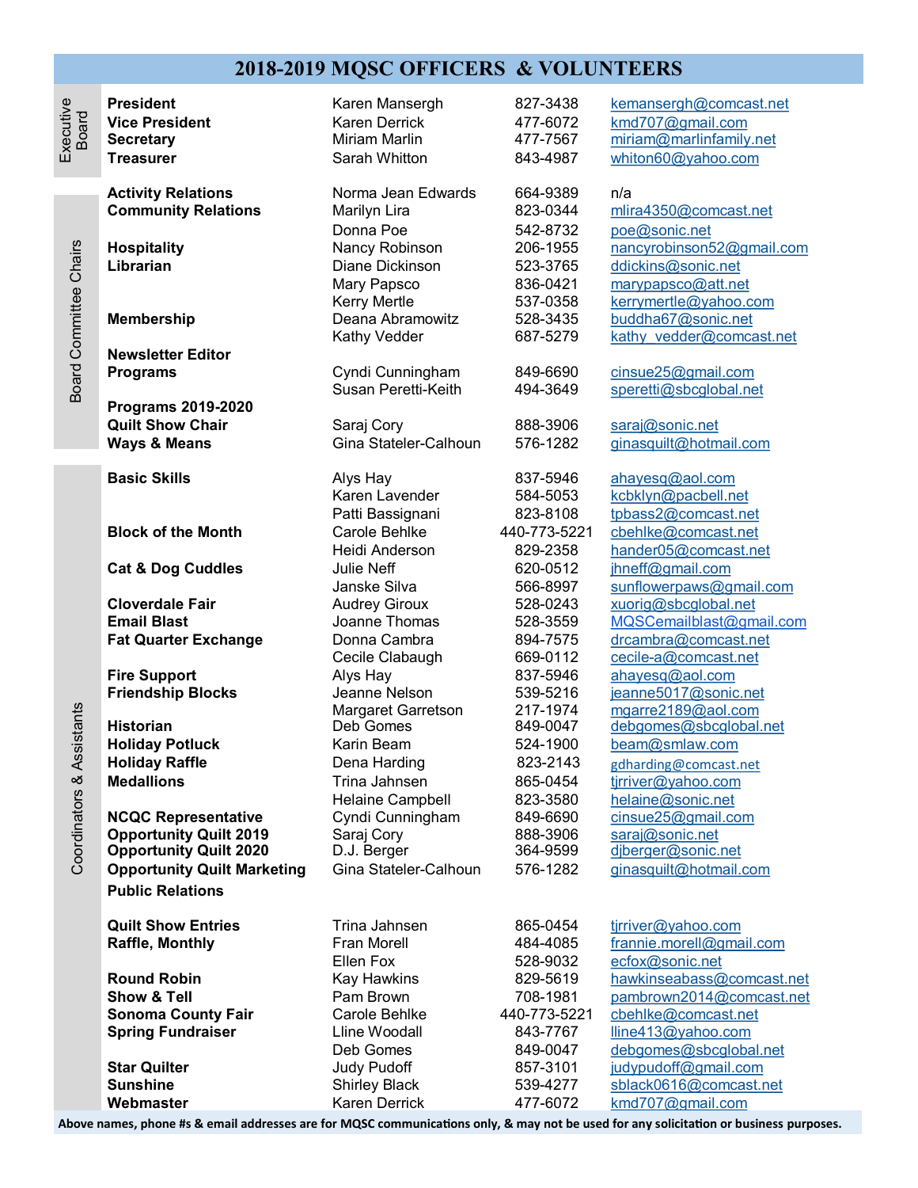# 2018-2019 MQSC OFFICERS & VOLUNTEERS

| Section | Position | Name | Phone | Email |
|---|---|---|---|---|
| Executive Board | **President** | Karen Mansergh | 827-3438 | kemansergh@comcast.net |
| | **Vice President** | Karen Derrick | 477-6072 | kmd707@gmail.com |
| | **Secretary** | Miriam Marlin | 477-7567 | miriam@marlinfamily.net |
| | **Treasurer** | Sarah Whitton | 843-4987 | whiton60@yahoo.com |
| Board Committee Chairs | **Activity Relations** | Norma Jean Edwards | 664-9389 | n/a |
| | **Community Relations** | Marilyn Lira | 823-0344 | mlira4350@comcast.net |
| | | Donna Poe | 542-8732 | poe@sonic.net |
| | **Hospitality** | Nancy Robinson | 206-1955 | nancyrobinson52@gmail.com |
| | **Librarian** | Diane Dickinson | 523-3765 | ddickins@sonic.net |
| | | Mary Papsco | 836-0421 | marypapsco@att.net |
| | | Kerry Mertle | 537-0358 | kerrymertle@yahoo.com |
| | **Membership** | Deana Abramowitz | 528-3435 | buddha67@sonic.net |
| | | Kathy Vedder | 687-5279 | kathy_vedder@comcast.net |
| | **Newsletter Editor** | | | |
| | **Programs** | Cyndi Cunningham | 849-6690 | cinsue25@gmail.com |
| | | Susan Peretti-Keith | 494-3649 | speretti@sbcglobal.net |
| | **Programs 2019-2020** | | | |
| | **Quilt Show Chair** | Saraj Cory | 888-3906 | saraj@sonic.net |
| | **Ways & Means** | Gina Stateler-Calhoun | 576-1282 | ginasquilt@hotmail.com |
| Coordinators & Assistants | **Basic Skills** | Alys Hay | 837-5946 | ahayesq@aol.com |
| | | Karen Lavender | 584-5053 | kcbklyn@pacbell.net |
| | | Patti Bassignani | 823-8108 | tpbass2@comcast.net |
| | **Block of the Month** | Carole Behlke | 440-773-5221 | cbehlke@comcast.net |
| | | Heidi Anderson | 829-2358 | hander05@comcast.net |
| | **Cat & Dog Cuddles** | Julie Neff | 620-0512 | jhneff@gmail.com |
| | | Janske Silva | 566-8997 | sunflowerpaws@gmail.com |
| | **Cloverdale Fair** | Audrey Giroux | 528-0243 | xuorig@sbcglobal.net |
| | **Email Blast** | Joanne Thomas | 528-3559 | MQSCemailblast@gmail.com |
| | **Fat Quarter Exchange** | Donna Cambra | 894-7575 | drcambra@comcast.net |
| | | Cecile Clabaugh | 669-0112 | cecile-a@comcast.net |
| | **Fire Support** | Alys Hay | 837-5946 | ahayesq@aol.com |
| | **Friendship Blocks** | Jeanne Nelson | 539-5216 | jeanne5017@sonic.net |
| | | Margaret Garretson | 217-1974 | mgarre2189@aol.com |
| | **Historian** | Deb Gomes | 849-0047 | debgomes@sbcglobal.net |
| | **Holiday Potluck** | Karin Beam | 524-1900 | beam@smlaw.com |
| | **Holiday Raffle** | Dena Harding | 823-2143 | gdharding@comcast.net |
| | **Medallions** | Trina Jahnsen | 865-0454 | tjrriver@yahoo.com |
| | | Helaine Campbell | 823-3580 | helaine@sonic.net |
| | **NCQC Representative** | Cyndi Cunningham | 849-6690 | cinsue25@gmail.com |
| | **Opportunity Quilt 2019** | Saraj Cory | 888-3906 | saraj@sonic.net |
| | **Opportunity Quilt 2020** | D.J. Berger | 364-9599 | djberger@sonic.net |
| | **Opportunity Quilt Marketing** | Gina Stateler-Calhoun | 576-1282 | ginasquilt@hotmail.com |
| | **Public Relations** | | | |
| | **Quilt Show Entries** | Trina Jahnsen | 865-0454 | tjrriver@yahoo.com |
| | **Raffle, Monthly** | Fran Morell | 484-4085 | frannie.morell@gmail.com |
| | | Ellen Fox | 528-9032 | ecfox@sonic.net |
| | **Round Robin** | Kay Hawkins | 829-5619 | hawkinseabass@comcast.net |
| | **Show & Tell** | Pam Brown | 708-1981 | pambrown2014@comcast.net |
| | **Sonoma County Fair** | Carole Behlke | 440-773-5221 | cbehlke@comcast.net |
| | **Spring Fundraiser** | Lline Woodall | 843-7767 | lline413@yahoo.com |
| | | Deb Gomes | 849-0047 | debgomes@sbcglobal.net |
| | **Star Quilter** | Judy Pudoff | 857-3101 | judypudoff@gmail.com |
| | **Sunshine** | Shirley Black | 539-4277 | sblack0616@comcast.net |
| | **Webmaster** | Karen Derrick | 477-6072 | kmd707@gmail.com |

**Above names, phone #s & email addresses are for MQSC communications only, & may not be used for any solicitation or business purposes.**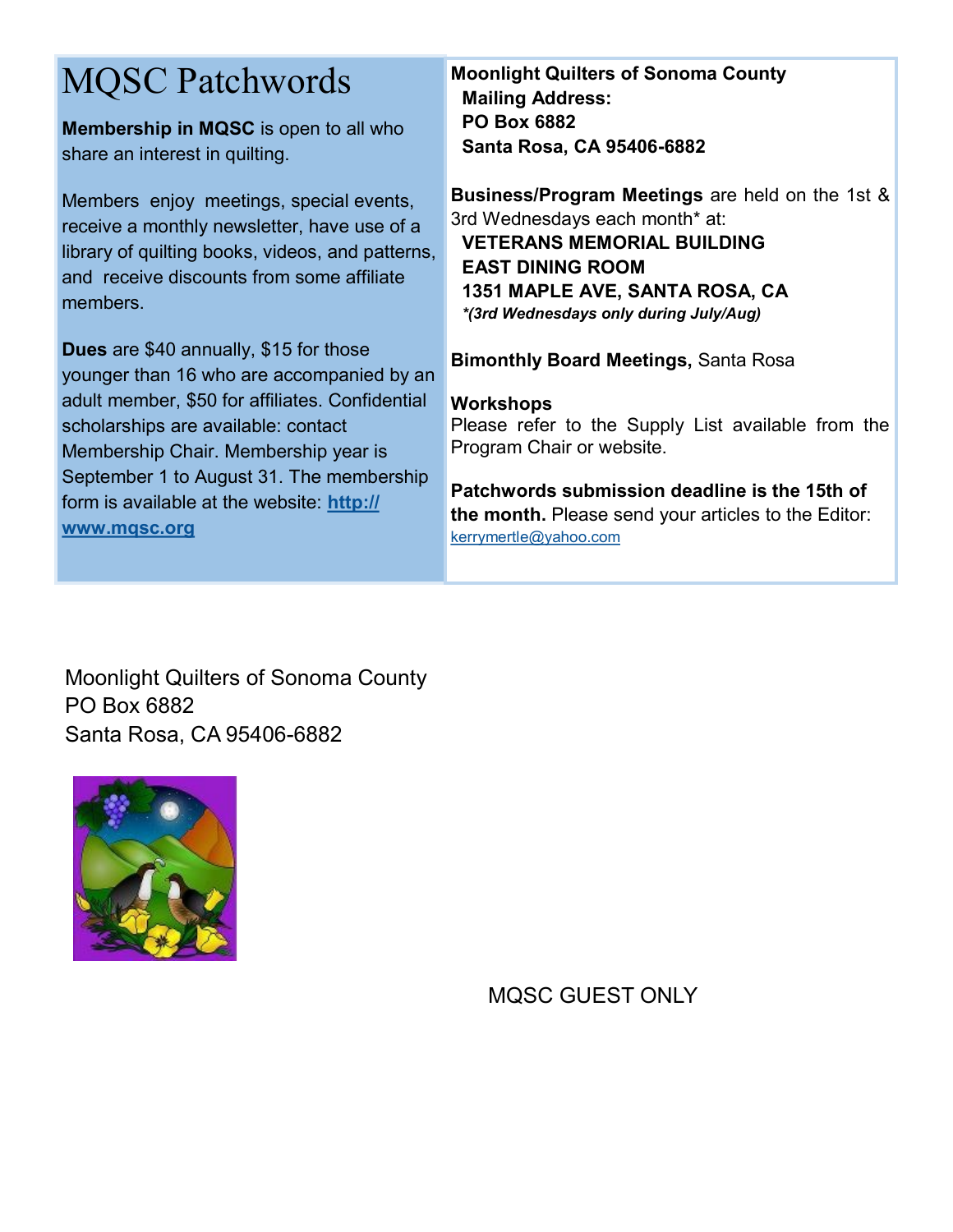# MQSC Patchwords

**Membership in MQSC** is open to all who share an interest in quilting.

Members enjoy meetings, special events, receive a monthly newsletter, have use of a library of quilting books, videos, and patterns, and receive discounts from some affiliate members.

**Dues** are $40 annually, $15 for those younger than 16 who are accompanied by an adult member, $50 for affiliates. Confidential scholarships are available: contact Membership Chair. Membership year is September 1 to August 31. The membership form is available at the website: **http://www.mqsc.org**

**Moonlight Quilters of Sonoma County**
**Mailing Address:**
**PO Box 6882**
**Santa Rosa, CA 95406-6882**

**Business/Program Meetings** are held on the 1st & 3rd Wednesdays each month* at:
**VETERANS MEMORIAL BUILDING**
**EAST DINING ROOM**
**1351 MAPLE AVE, SANTA ROSA, CA**
***(3rd Wednesdays only during July/Aug)***

**Bimonthly Board Meetings,** Santa Rosa

**Workshops**
Please refer to the Supply List available from the Program Chair or website.

**Patchwords submission deadline is the 15th of the month.** Please send your articles to the Editor: kerrymertle@yahoo.com

Moonlight Quilters of Sonoma County
PO Box 6882
Santa Rosa, CA 95406-6882

MQSC GUEST ONLY